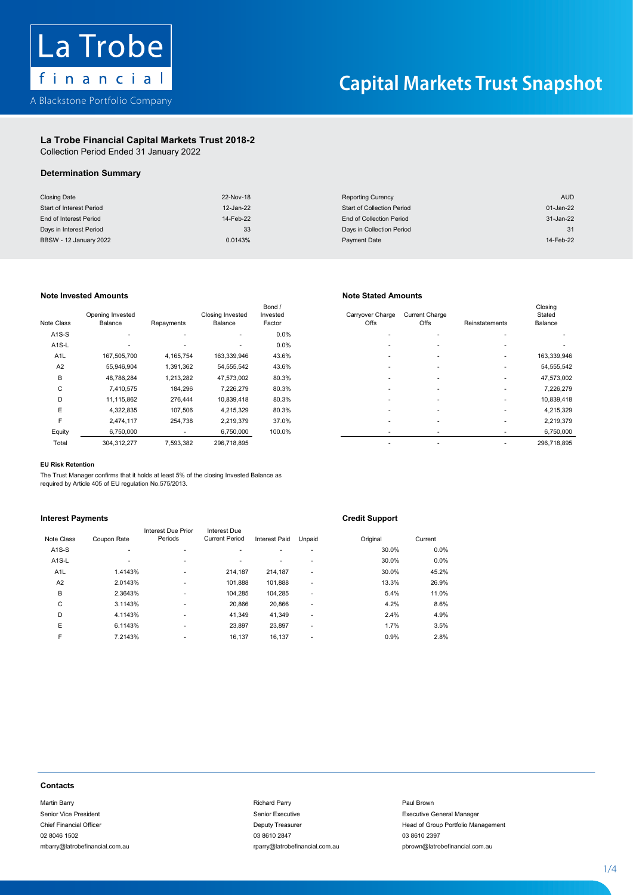La Trobe financial

A Blackstone Portfolio Company

# Capital Markets Trust Snapshot

## La Trobe Financial Capital Markets Trust 2018-2

Collection Period Ended 31 January 2022

### Determination Summary

| | | | |
|---|---|---|---|
| Closing Date | 22-Nov-18 | Reporting Curency | AUD |
| Start of Interest Period | 12-Jan-22 | Start of Collection Period | 01-Jan-22 |
| End of Interest Period | 14-Feb-22 | End of Collection Period | 31-Jan-22 |
| Days in Interest Period | 33 | Days in Collection Period | 31 |
| BBSW - 12 January 2022 | 0.0143% | Payment Date | 14-Feb-22 |

### Note Invested Amounts / Note Stated Amounts

| Note Class | Opening Invested Balance | Repayments | Closing Invested Balance | Bond / Invested Factor | Carryover Charge Offs | Current Charge Offs | Reinstatements | Closing Stated Balance |
|---|---|---|---|---|---|---|---|---|
| A1S-S | - | - | - | 0.0% | - | - | - | - |
| A1S-L | - | - | - | 0.0% | - | - | - | - |
| A1L | 167,505,700 | 4,165,754 | 163,339,946 | 43.6% | - | - | - | 163,339,946 |
| A2 | 55,946,904 | 1,391,362 | 54,555,542 | 43.6% | - | - | - | 54,555,542 |
| B | 48,786,284 | 1,213,282 | 47,573,002 | 80.3% | - | - | - | 47,573,002 |
| C | 7,410,575 | 184,296 | 7,226,279 | 80.3% | - | - | - | 7,226,279 |
| D | 11,115,862 | 276,444 | 10,839,418 | 80.3% | - | - | - | 10,839,418 |
| E | 4,322,835 | 107,506 | 4,215,329 | 80.3% | - | - | - | 4,215,329 |
| F | 2,474,117 | 254,738 | 2,219,379 | 37.0% | - | - | - | 2,219,379 |
| Equity | 6,750,000 | - | 6,750,000 | 100.0% | - | - | - | 6,750,000 |
| Total | 304,312,277 | 7,593,382 | 296,718,895 | | - | - | - | 296,718,895 |

#### EU Risk Retention

The Trust Manager confirms that it holds at least 5% of the closing Invested Balance as required by Article 405 of EU regulation No.575/2013.

### Interest Payments / Credit Support

| Note Class | Coupon Rate | Interest Due Prior Periods | Interest Due Current Period | Interest Paid | Unpaid | Credit Support Original | Credit Support Current |
|---|---|---|---|---|---|---|---|
| A1S-S | - | - | - | - | - | 30.0% | 0.0% |
| A1S-L | - | - | - | - | - | 30.0% | 0.0% |
| A1L | 1.4143% | - | 214,187 | 214,187 | - | 30.0% | 45.2% |
| A2 | 2.0143% | - | 101,888 | 101,888 | - | 13.3% | 26.9% |
| B | 2.3643% | - | 104,285 | 104,285 | - | 5.4% | 11.0% |
| C | 3.1143% | - | 20,866 | 20,866 | - | 4.2% | 8.6% |
| D | 4.1143% | - | 41,349 | 41,349 | - | 2.4% | 4.9% |
| E | 6.1143% | - | 23,897 | 23,897 | - | 1.7% | 3.5% |
| F | 7.2143% | - | 16,137 | 16,137 | - | 0.9% | 2.8% |

### Contacts

Martin Barry
Senior Vice President
Chief Financial Officer
02 8046 1502
mbarry@latrobefinancial.com.au

Richard Parry
Senior Executive
Deputy Treasurer
03 8610 2847
rparry@latrobefinancial.com.au

Paul Brown
Executive General Manager
Head of Group Portfolio Management
03 8610 2397
pbrown@latrobefinancial.com.au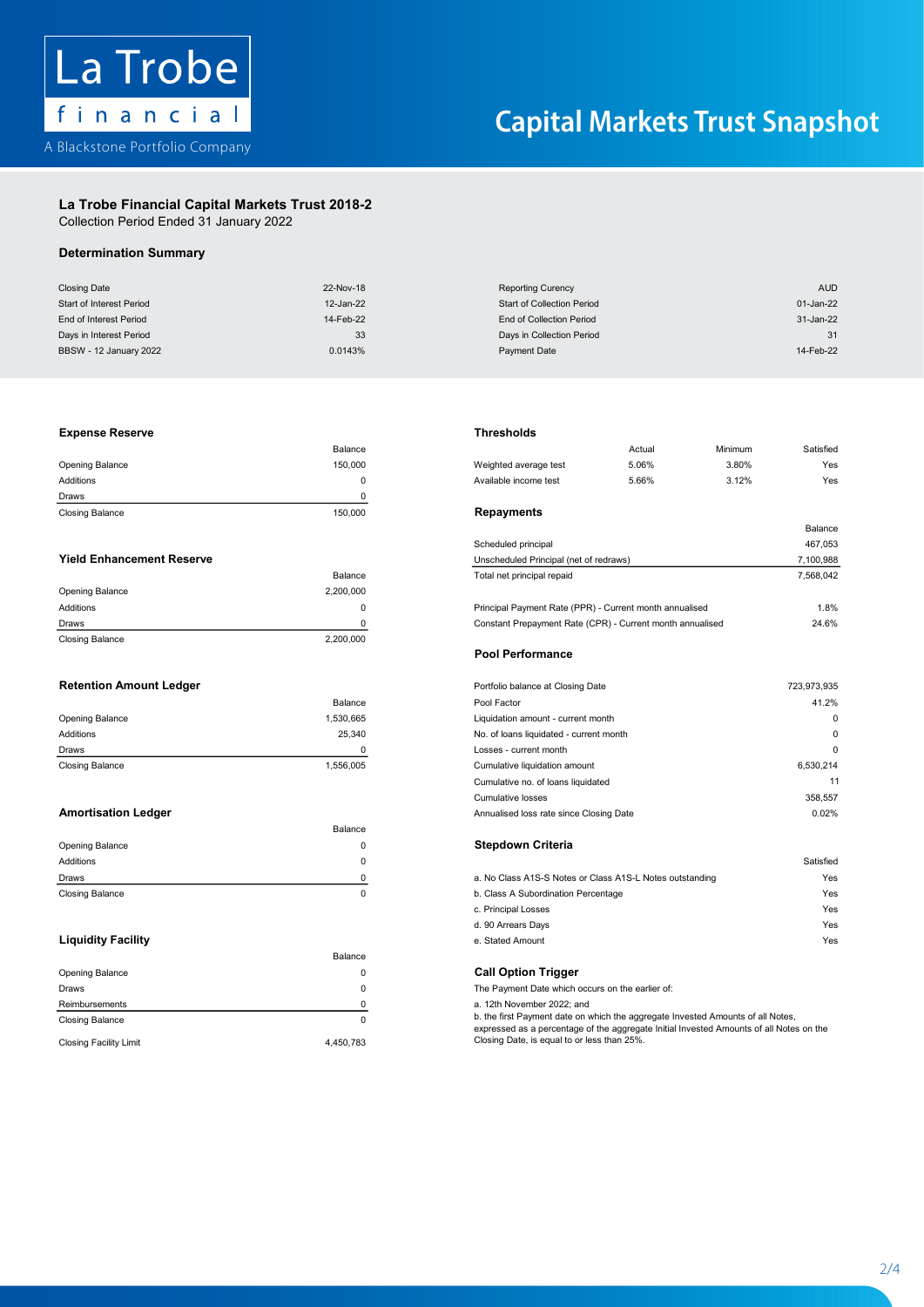# Capital Markets Trust Snapshot

## La Trobe Financial Capital Markets Trust 2018-2

Collection Period Ended 31 January 2022

### Determination Summary

| | | | |
|---|---|---|---|
| Closing Date | 22-Nov-18 | Reporting Curency | AUD |
| Start of Interest Period | 12-Jan-22 | Start of Collection Period | 01-Jan-22 |
| End of Interest Period | 14-Feb-22 | End of Collection Period | 31-Jan-22 |
| Days in Interest Period | 33 | Days in Collection Period | 31 |
| BBSW - 12 January 2022 | 0.0143% | Payment Date | 14-Feb-22 |

### Expense Reserve

| | Balance |
|---|---|
| Opening Balance | 150,000 |
| Additions | 0 |
| Draws | 0 |
| Closing Balance | 150,000 |

### Yield Enhancement Reserve

| | Balance |
|---|---|
| Opening Balance | 2,200,000 |
| Additions | 0 |
| Draws | 0 |
| Closing Balance | 2,200,000 |

### Retention Amount Ledger

| | Balance |
|---|---|
| Opening Balance | 1,530,665 |
| Additions | 25,340 |
| Draws | 0 |
| Closing Balance | 1,556,005 |

### Amortisation Ledger

| | Balance |
|---|---|
| Opening Balance | 0 |
| Additions | 0 |
| Draws | 0 |
| Closing Balance | 0 |

### Liquidity Facility

| | Balance |
|---|---|
| Opening Balance | 0 |
| Draws | 0 |
| Reimbursements | 0 |
| Closing Balance | 0 |
| Closing Facility Limit | 4,450,783 |

### Thresholds

| | Actual | Minimum | Satisfied |
|---|---|---|---|
| Weighted average test | 5.06% | 3.80% | Yes |
| Available income test | 5.66% | 3.12% | Yes |

### Repayments

| | Balance |
|---|---|
| Scheduled principal | 467,053 |
| Unscheduled Principal (net of redraws) | 7,100,988 |
| Total net principal repaid | 7,568,042 |
| Principal Payment Rate (PPR) - Current month annualised | 1.8% |
| Constant Prepayment Rate (CPR) - Current month annualised | 24.6% |

### Pool Performance

| | |
|---|---|
| Portfolio balance at Closing Date | 723,973,935 |
| Pool Factor | 41.2% |
| Liquidation amount - current month | 0 |
| No. of loans liquidated - current month | 0 |
| Losses - current month | 0 |
| Cumulative liquidation amount | 6,530,214 |
| Cumulative no. of loans liquidated | 11 |
| Cumulative losses | 358,557 |
| Annualised loss rate since Closing Date | 0.02% |

### Stepdown Criteria

| | Satisfied |
|---|---|
| a. No Class A1S-S Notes or Class A1S-L Notes outstanding | Yes |
| b. Class A Subordination Percentage | Yes |
| c. Principal Losses | Yes |
| d. 90 Arrears Days | Yes |
| e. Stated Amount | Yes |

### Call Option Trigger

The Payment Date which occurs on the earlier of:

a. 12th November 2022; and

b. the first Payment date on which the aggregate Invested Amounts of all Notes, expressed as a percentage of the aggregate Initial Invested Amounts of all Notes on the Closing Date, is equal to or less than 25%.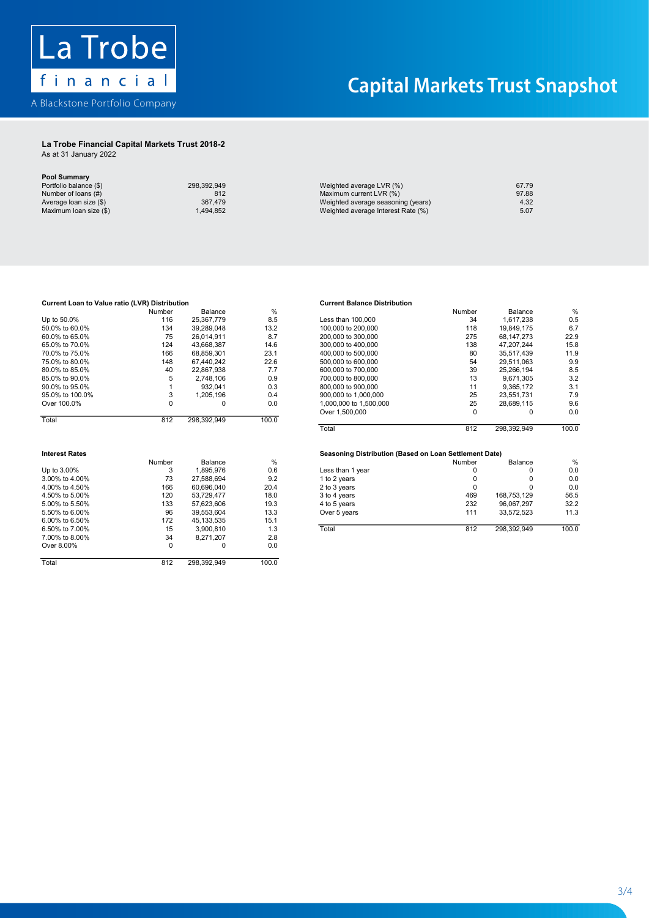La Trobe financial

A Blackstone Portfolio Company

# Capital Markets Trust Snapshot

## La Trobe Financial Capital Markets Trust 2018-2

As at 31 January 2022

### Pool Summary

| | | | |
|---|---|---|---|
| Portfolio balance ($) | 298,392,949 | Weighted average LVR (%) | 67.79 |
| Number of loans (#) | 812 | Maximum current LVR (%) | 97.88 |
| Average loan size ($) | 367,479 | Weighted average seasoning (years) | 4.32 |
| Maximum loan size ($) | 1,494,852 | Weighted average Interest Rate (%) | 5.07 |

### Current Loan to Value ratio (LVR) Distribution

| | Number | Balance | % |
|---|---|---|---|
| Up to 50.0% | 116 | 25,367,779 | 8.5 |
| 50.0% to 60.0% | 134 | 39,289,048 | 13.2 |
| 60.0% to 65.0% | 75 | 26,014,911 | 8.7 |
| 65.0% to 70.0% | 124 | 43,668,387 | 14.6 |
| 70.0% to 75.0% | 166 | 68,859,301 | 23.1 |
| 75.0% to 80.0% | 148 | 67,440,242 | 22.6 |
| 80.0% to 85.0% | 40 | 22,867,938 | 7.7 |
| 85.0% to 90.0% | 5 | 2,748,106 | 0.9 |
| 90.0% to 95.0% | 1 | 932,041 | 0.3 |
| 95.0% to 100.0% | 3 | 1,205,196 | 0.4 |
| Over 100.0% | 0 | 0 | 0.0 |
| Total | 812 | 298,392,949 | 100.0 |

### Current Balance Distribution

| | Number | Balance | % |
|---|---|---|---|
| Less than 100,000 | 34 | 1,617,238 | 0.5 |
| 100,000 to 200,000 | 118 | 19,849,175 | 6.7 |
| 200,000 to 300,000 | 275 | 68,147,273 | 22.9 |
| 300,000 to 400,000 | 138 | 47,207,244 | 15.8 |
| 400,000 to 500,000 | 80 | 35,517,439 | 11.9 |
| 500,000 to 600,000 | 54 | 29,511,063 | 9.9 |
| 600,000 to 700,000 | 39 | 25,266,194 | 8.5 |
| 700,000 to 800,000 | 13 | 9,671,305 | 3.2 |
| 800,000 to 900,000 | 11 | 9,365,172 | 3.1 |
| 900,000 to 1,000,000 | 25 | 23,551,731 | 7.9 |
| 1,000,000 to 1,500,000 | 25 | 28,689,115 | 9.6 |
| Over 1,500,000 | 0 | 0 | 0.0 |
| Total | 812 | 298,392,949 | 100.0 |

### Interest Rates

| | Number | Balance | % |
|---|---|---|---|
| Up to 3.00% | 3 | 1,895,976 | 0.6 |
| 3.00% to 4.00% | 73 | 27,588,694 | 9.2 |
| 4.00% to 4.50% | 166 | 60,696,040 | 20.4 |
| 4.50% to 5.00% | 120 | 53,729,477 | 18.0 |
| 5.00% to 5.50% | 133 | 57,623,606 | 19.3 |
| 5.50% to 6.00% | 96 | 39,553,604 | 13.3 |
| 6.00% to 6.50% | 172 | 45,133,535 | 15.1 |
| 6.50% to 7.00% | 15 | 3,900,810 | 1.3 |
| 7.00% to 8.00% | 34 | 8,271,207 | 2.8 |
| Over 8.00% | 0 | 0 | 0.0 |
| Total | 812 | 298,392,949 | 100.0 |

### Seasoning Distribution (Based on Loan Settlement Date)

| | Number | Balance | % |
|---|---|---|---|
| Less than 1 year | 0 | 0 | 0.0 |
| 1 to 2 years | 0 | 0 | 0.0 |
| 2 to 3 years | 0 | 0 | 0.0 |
| 3 to 4 years | 469 | 168,753,129 | 56.5 |
| 4 to 5 years | 232 | 96,067,297 | 32.2 |
| Over 5 years | 111 | 33,572,523 | 11.3 |
| Total | 812 | 298,392,949 | 100.0 |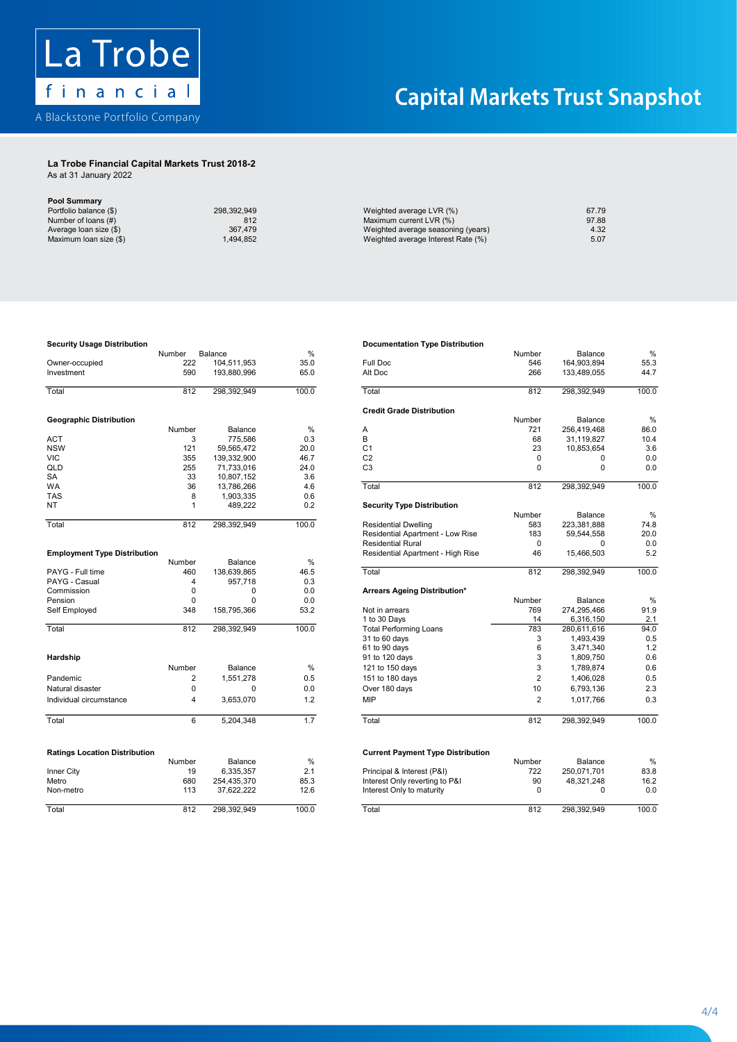La Trobe financial

A Blackstone Portfolio Company

# Capital Markets Trust Snapshot

## La Trobe Financial Capital Markets Trust 2018-2

As at 31 January 2022

### Pool Summary

| | | | |
|---|---|---|---|
| Portfolio balance ($) | 298,392,949 | Weighted average LVR (%) | 67.79 |
| Number of loans (#) | 812 | Maximum current LVR (%) | 97.88 |
| Average loan size ($) | 367,479 | Weighted average seasoning (years) | 4.32 |
| Maximum loan size ($) | 1,494,852 | Weighted average Interest Rate (%) | 5.07 |

### Security Usage Distribution

| | Number | Balance | % |
|---|---|---|---|
| Owner-occupied | 222 | 104,511,953 | 35.0 |
| Investment | 590 | 193,880,996 | 65.0 |
| Total | 812 | 298,392,949 | 100.0 |

### Geographic Distribution

| | Number | Balance | % |
|---|---|---|---|
| ACT | 3 | 775,586 | 0.3 |
| NSW | 121 | 59,565,472 | 20.0 |
| VIC | 355 | 139,332,900 | 46.7 |
| QLD | 255 | 71,733,016 | 24.0 |
| SA | 33 | 10,807,152 | 3.6 |
| WA | 36 | 13,786,266 | 4.6 |
| TAS | 8 | 1,903,335 | 0.6 |
| NT | 1 | 489,222 | 0.2 |
| Total | 812 | 298,392,949 | 100.0 |

### Employment Type Distribution

| | Number | Balance | % |
|---|---|---|---|
| PAYG - Full time | 460 | 138,639,865 | 46.5 |
| PAYG - Casual | 4 | 957,718 | 0.3 |
| Commission | 0 | 0 | 0.0 |
| Pension | 0 | 0 | 0.0 |
| Self Employed | 348 | 158,795,366 | 53.2 |
| Total | 812 | 298,392,949 | 100.0 |

### Hardship

| | Number | Balance | % |
|---|---|---|---|
| Pandemic | 2 | 1,551,278 | 0.5 |
| Natural disaster | 0 | 0 | 0.0 |
| Individual circumstance | 4 | 3,653,070 | 1.2 |
| Total | 6 | 5,204,348 | 1.7 |

### Ratings Location Distribution

| | Number | Balance | % |
|---|---|---|---|
| Inner City | 19 | 6,335,357 | 2.1 |
| Metro | 680 | 254,435,370 | 85.3 |
| Non-metro | 113 | 37,622,222 | 12.6 |
| Total | 812 | 298,392,949 | 100.0 |

### Documentation Type Distribution

| | Number | Balance | % |
|---|---|---|---|
| Full Doc | 546 | 164,903,894 | 55.3 |
| Alt Doc | 266 | 133,489,055 | 44.7 |
| Total | 812 | 298,392,949 | 100.0 |

### Credit Grade Distribution

| | Number | Balance | % |
|---|---|---|---|
| A | 721 | 256,419,468 | 86.0 |
| B | 68 | 31,119,827 | 10.4 |
| C1 | 23 | 10,853,654 | 3.6 |
| C2 | 0 | 0 | 0.0 |
| C3 | 0 | 0 | 0.0 |
| Total | 812 | 298,392,949 | 100.0 |

### Security Type Distribution

| | Number | Balance | % |
|---|---|---|---|
| Residential Dwelling | 583 | 223,381,888 | 74.8 |
| Residential Apartment - Low Rise | 183 | 59,544,558 | 20.0 |
| Residential Rural | 0 | 0 | 0.0 |
| Residential Apartment - High Rise | 46 | 15,466,503 | 5.2 |
| Total | 812 | 298,392,949 | 100.0 |

### Arrears Ageing Distribution*

| | Number | Balance | % |
|---|---|---|---|
| Not in arrears | 769 | 274,295,466 | 91.9 |
| 1 to 30 Days | 14 | 6,316,150 | 2.1 |
| Total Performing Loans | 783 | 280,611,616 | 94.0 |
| 31 to 60 days | 3 | 1,493,439 | 0.5 |
| 61 to 90 days | 6 | 3,471,340 | 1.2 |
| 91 to 120 days | 3 | 1,809,750 | 0.6 |
| 121 to 150 days | 3 | 1,789,874 | 0.6 |
| 151 to 180 days | 2 | 1,406,028 | 0.5 |
| Over 180 days | 10 | 6,793,136 | 2.3 |
| MIP | 2 | 1,017,766 | 0.3 |
| Total | 812 | 298,392,949 | 100.0 |

### Current Payment Type Distribution

| | Number | Balance | % |
|---|---|---|---|
| Principal & Interest (P&I) | 722 | 250,071,701 | 83.8 |
| Interest Only reverting to P&I | 90 | 48,321,248 | 16.2 |
| Interest Only to maturity | 0 | 0 | 0.0 |
| Total | 812 | 298,392,949 | 100.0 |